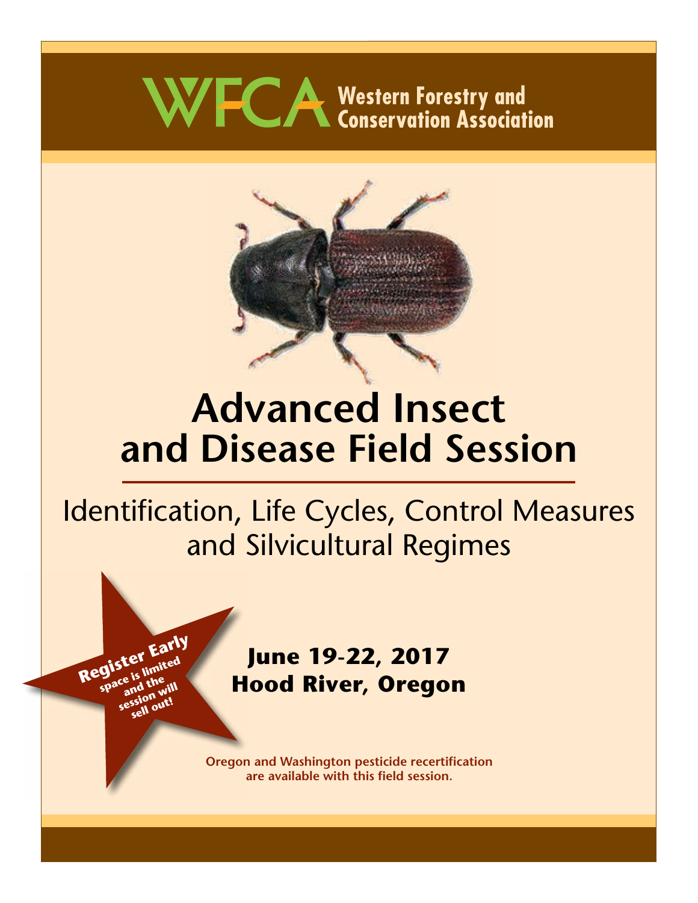# WFCA Western Forestry and Conservation Association

# Advanced Insect and Disease Field Session

## Identification, Life Cycles, Control Measures and Silvicultural Regimes

**Register Early**
**space is limited and the session will sell out!**

**June 19-22, 2017**
**Hood River, Oregon**

**Oregon and Washington pesticide recertification are available with this field session.**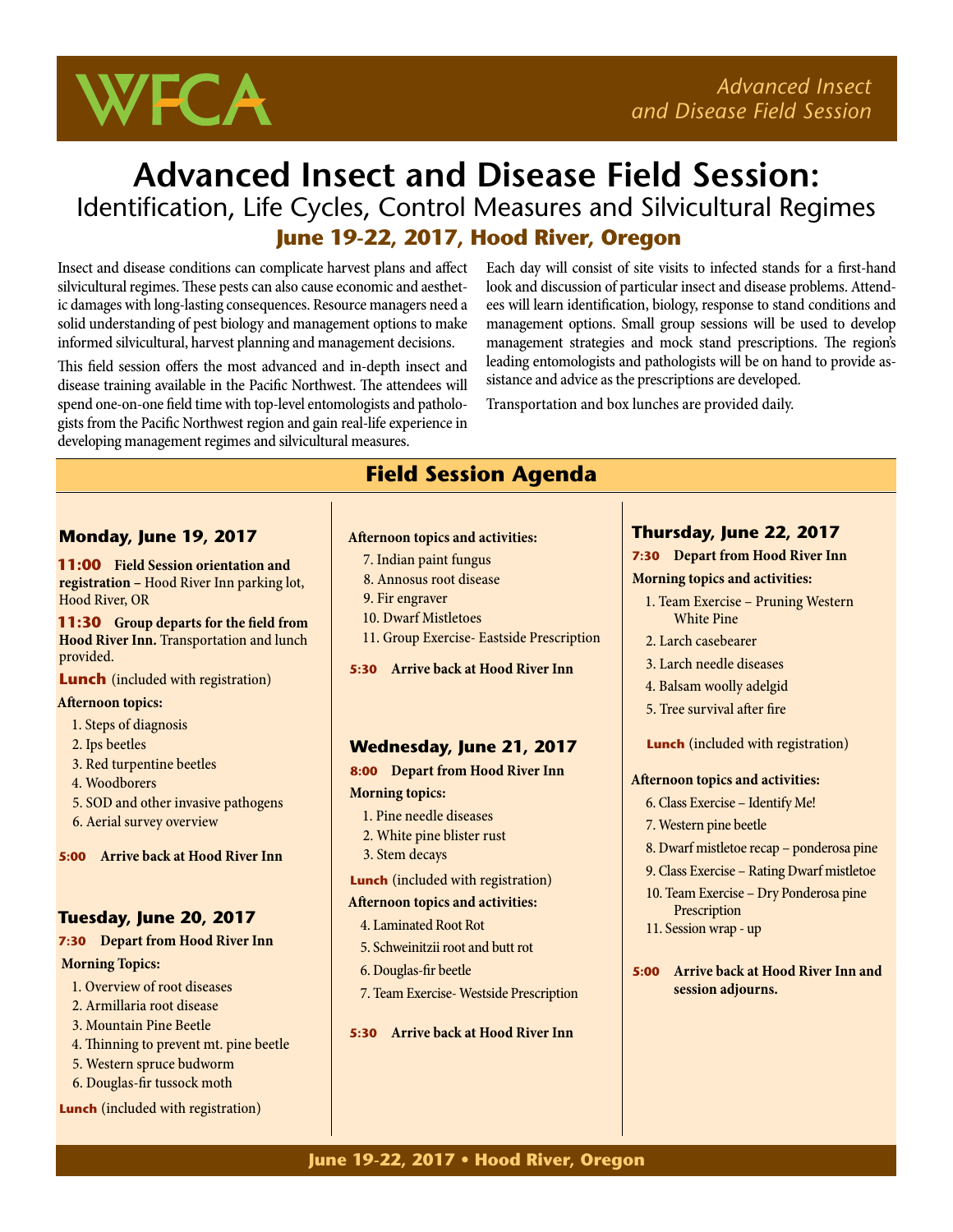# Advanced Insect and Disease Field Session:

## Identification, Life Cycles, Control Measures and Silvicultural Regimes

**June 19-22, 2017, Hood River, Oregon**

Insect and disease conditions can complicate harvest plans and affect silvicultural regimes. These pests can also cause economic and aesthetic damages with long-lasting consequences. Resource managers need a solid understanding of pest biology and management options to make informed silvicultural, harvest planning and management decisions.

This field session offers the most advanced and in-depth insect and disease training available in the Pacific Northwest. The attendees will spend one-on-one field time with top-level entomologists and pathologists from the Pacific Northwest region and gain real-life experience in developing management regimes and silvicultural measures.

Each day will consist of site visits to infected stands for a first-hand look and discussion of particular insect and disease problems. Attendees will learn identification, biology, response to stand conditions and management options. Small group sessions will be used to develop management strategies and mock stand prescriptions. The region's leading entomologists and pathologists will be on hand to provide assistance and advice as the prescriptions are developed.

Transportation and box lunches are provided daily.

## Field Session Agenda

### Monday, June 19, 2017

**11:00 Field Session orientation and registration** – Hood River Inn parking lot, Hood River, OR

**11:30 Group departs for the field from Hood River Inn.** Transportation and lunch provided.

**Lunch** (included with registration)

**Afternoon topics:**

1. Steps of diagnosis
2. Ips beetles
3. Red turpentine beetles
4. Woodborers
5. SOD and other invasive pathogens
6. Aerial survey overview

**5:00 Arrive back at Hood River Inn**

### Tuesday, June 20, 2017

**7:30 Depart from Hood River Inn**

**Morning Topics:**

1. Overview of root diseases
2. Armillaria root disease
3. Mountain Pine Beetle
4. Thinning to prevent mt. pine beetle
5. Western spruce budworm
6. Douglas-fir tussock moth

**Lunch** (included with registration)

**Afternoon topics and activities:**

7. Indian paint fungus
8. Annosus root disease
9. Fir engraver
10. Dwarf Mistletoes
11. Group Exercise- Eastside Prescription

**5:30 Arrive back at Hood River Inn**

### Wednesday, June 21, 2017

**8:00 Depart from Hood River Inn**

**Morning topics:**

1. Pine needle diseases
2. White pine blister rust
3. Stem decays

**Lunch** (included with registration)

**Afternoon topics and activities:**

4. Laminated Root Rot
5. Schweinitzii root and butt rot
6. Douglas-fir beetle
7. Team Exercise- Westside Prescription

**5:30 Arrive back at Hood River Inn**

### Thursday, June 22, 2017

**7:30 Depart from Hood River Inn**

**Morning topics and activities:**

1. Team Exercise – Pruning Western White Pine
2. Larch casebearer
3. Larch needle diseases
4. Balsam woolly adelgid
5. Tree survival after fire

**Lunch** (included with registration)

**Afternoon topics and activities:**

6. Class Exercise – Identify Me!
7. Western pine beetle
8. Dwarf mistletoe recap – ponderosa pine
9. Class Exercise – Rating Dwarf mistletoe
10. Team Exercise – Dry Ponderosa pine Prescription
11. Session wrap - up

**5:00 Arrive back at Hood River Inn and session adjourns.**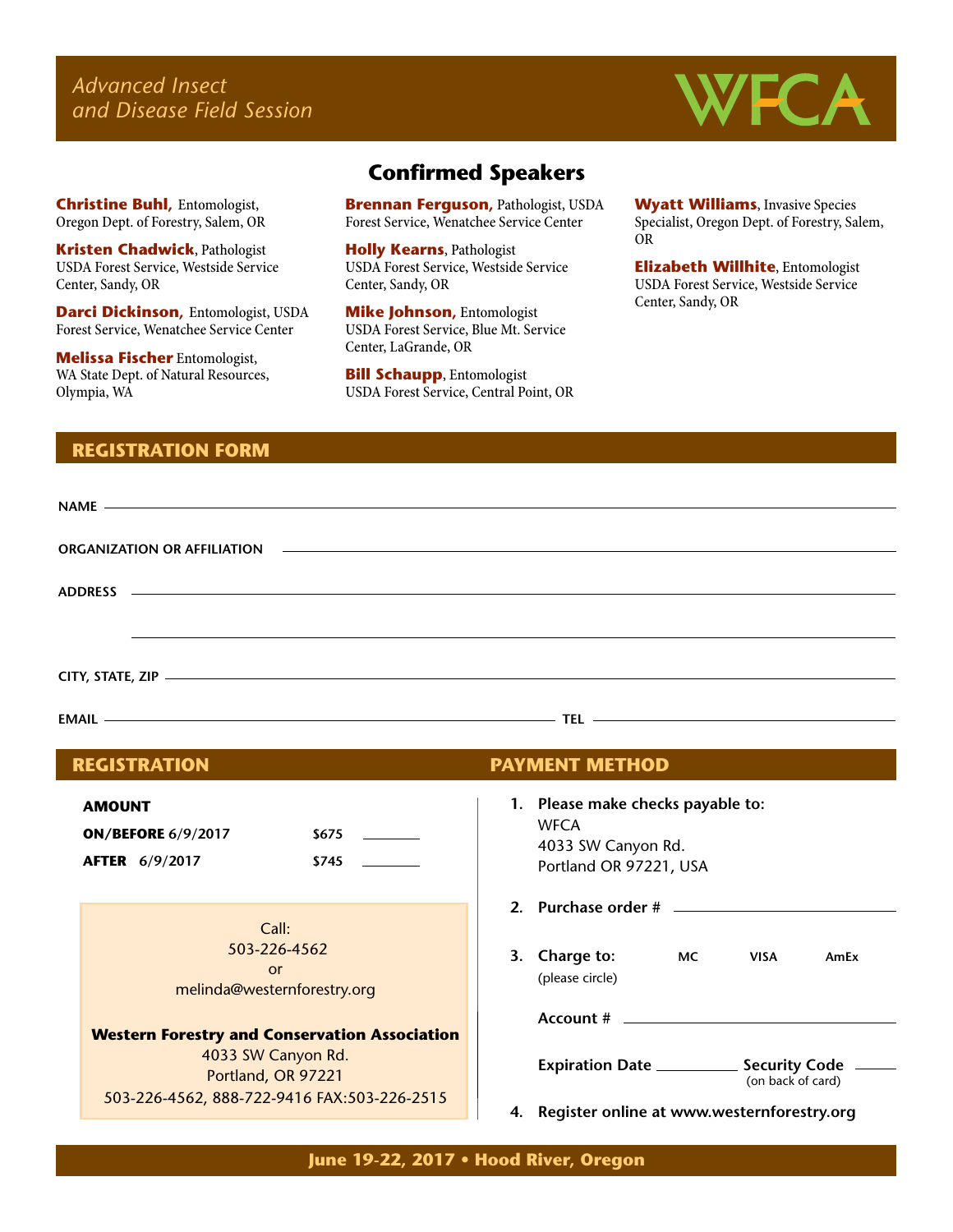*Advanced Insect and Disease Field Session*

WFCA

## Confirmed Speakers

**Christine Buhl,** Entomologist, Oregon Dept. of Forestry, Salem, OR

**Kristen Chadwick**, Pathologist USDA Forest Service, Westside Service Center, Sandy, OR

**Darci Dickinson,** Entomologist, USDA Forest Service, Wenatchee Service Center

**Melissa Fischer** Entomologist, WA State Dept. of Natural Resources, Olympia, WA

**Brennan Ferguson,** Pathologist, USDA Forest Service, Wenatchee Service Center

**Holly Kearns**, Pathologist USDA Forest Service, Westside Service Center, Sandy, OR

**Mike Johnson,** Entomologist USDA Forest Service, Blue Mt. Service Center, LaGrande, OR

**Bill Schaupp**, Entomologist USDA Forest Service, Central Point, OR

**Wyatt Williams**, Invasive Species Specialist, Oregon Dept. of Forestry, Salem, OR

**Elizabeth Willhite**, Entomologist USDA Forest Service, Westside Service Center, Sandy, OR

## REGISTRATION FORM

NAME ______________________________

ORGANIZATION OR AFFILIATION ______________________________

ADDRESS ______________________________

______________________________

CITY, STATE, ZIP ______________________________

EMAIL ______________________________ TEL ______________________________

## REGISTRATION

**AMOUNT**

| | | |
|---|---|---|
| **ON/BEFORE** 6/9/2017 | $675 | ______ |
| **AFTER** 6/9/2017 | $745 | ______ |

Call:
503-226-4562
or
melinda@westernforestry.org

**Western Forestry and Conservation Association**
4033 SW Canyon Rd.
Portland, OR 97221
503-226-4562, 888-722-9416 FAX:503-226-2515

## PAYMENT METHOD

1. **Please make checks payable to:**
   WFCA
   4033 SW Canyon Rd.
   Portland OR 97221, USA
2. **Purchase order #** ______________________________
3. **Charge to:** (please circle) MC VISA AmEx

   **Account #** ______________________________

   **Expiration Date** __________ **Security Code** ______ (on back of card)
4. **Register online at www.westernforestry.org**

**June 19-22, 2017 • Hood River, Oregon**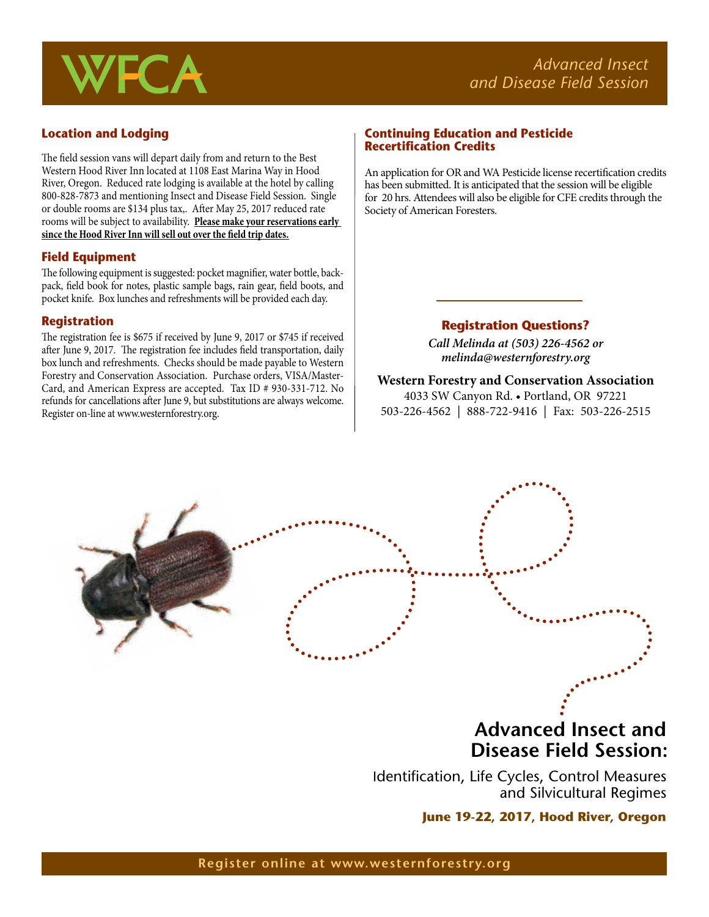WFCA

*Advanced Insect and Disease Field Session*

## Location and Lodging

The field session vans will depart daily from and return to the Best Western Hood River Inn located at 1108 East Marina Way in Hood River, Oregon. Reduced rate lodging is available at the hotel by calling 800-828-7873 and mentioning Insect and Disease Field Session. Single or double rooms are $134 plus tax,. After May 25, 2017 reduced rate rooms will be subject to availability. **Please make your reservations early since the Hood River Inn will sell out over the field trip dates.**

## Field Equipment

The following equipment is suggested: pocket magnifier, water bottle, backpack, field book for notes, plastic sample bags, rain gear, field boots, and pocket knife. Box lunches and refreshments will be provided each day.

## Registration

The registration fee is $675 if received by June 9, 2017 or $745 if received after June 9, 2017. The registration fee includes field transportation, daily box lunch and refreshments. Checks should be made payable to Western Forestry and Conservation Association. Purchase orders, VISA/MasterCard, and American Express are accepted. Tax ID # 930-331-712. No refunds for cancellations after June 9, but substitutions are always welcome. Register on-line at www.westernforestry.org.

## Continuing Education and Pesticide Recertification Credits

An application for OR and WA Pesticide license recertification credits has been submitted. It is anticipated that the session will be eligible for 20 hrs. Attendees will also be eligible for CFE credits through the Society of American Foresters.

### Registration Questions?

***Call Melinda at (503) 226-4562 or melinda@westernforestry.org***

**Western Forestry and Conservation Association**
4033 SW Canyon Rd. • Portland, OR 97221
503-226-4562 | 888-722-9416 | Fax: 503-226-2515

# Advanced Insect and Disease Field Session:

Identification, Life Cycles, Control Measures and Silvicultural Regimes

**June 19-22, 2017, Hood River, Oregon**

**Register online at www.westernforestry.org**